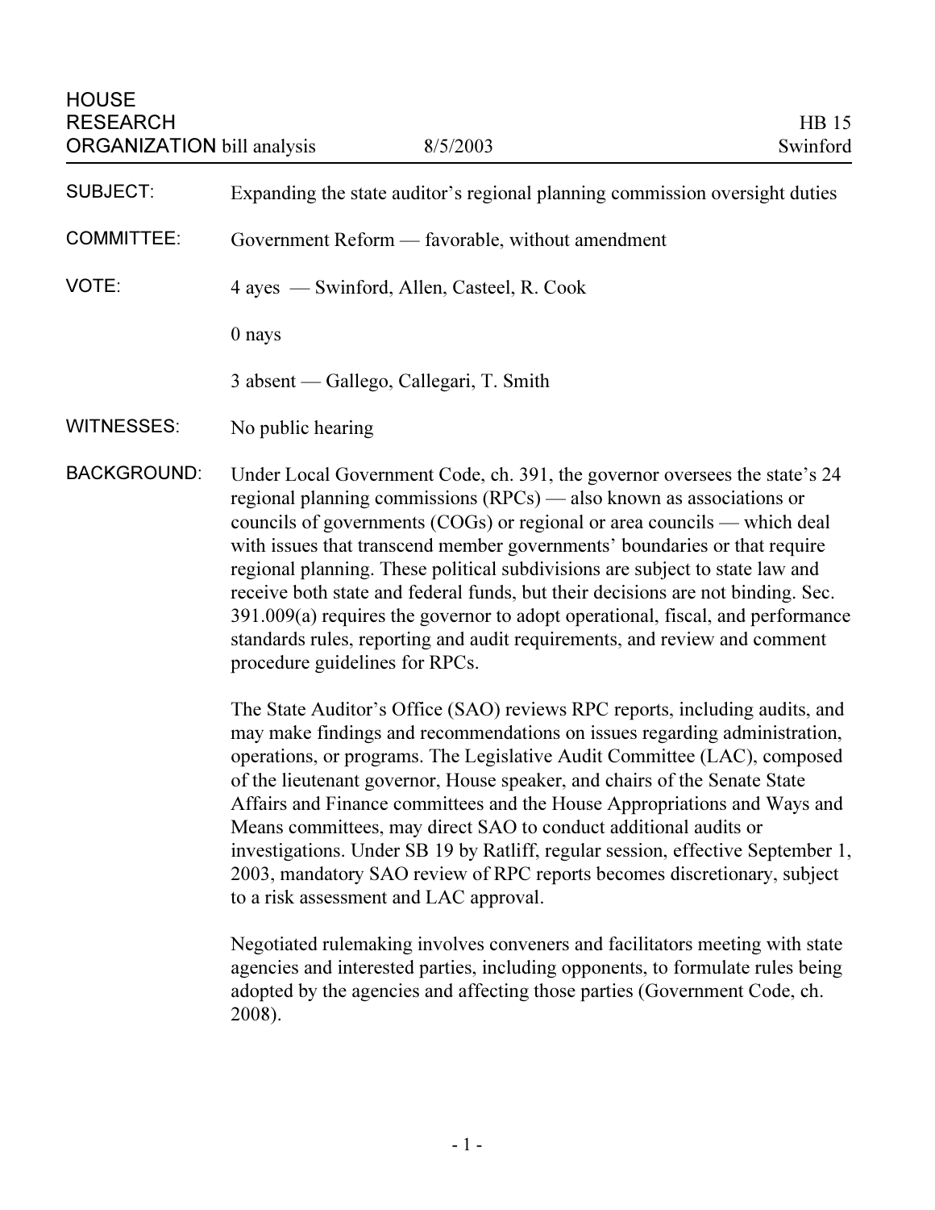HOUSE RESEARCH ORGANIZATION bill analysis — 8/5/2003 — HB 15 Swinford

**SUBJECT:** Expanding the state auditor's regional planning commission oversight duties

**COMMITTEE:** Government Reform — favorable, without amendment

**VOTE:** 4 ayes — Swinford, Allen, Casteel, R. Cook

0 nays

3 absent — Gallego, Callegari, T. Smith

**WITNESSES:** No public hearing

**BACKGROUND:** Under Local Government Code, ch. 391, the governor oversees the state's 24 regional planning commissions (RPCs) — also known as associations or councils of governments (COGs) or regional or area councils — which deal with issues that transcend member governments' boundaries or that require regional planning. These political subdivisions are subject to state law and receive both state and federal funds, but their decisions are not binding. Sec. 391.009(a) requires the governor to adopt operational, fiscal, and performance standards rules, reporting and audit requirements, and review and comment procedure guidelines for RPCs.

The State Auditor's Office (SAO) reviews RPC reports, including audits, and may make findings and recommendations on issues regarding administration, operations, or programs. The Legislative Audit Committee (LAC), composed of the lieutenant governor, House speaker, and chairs of the Senate State Affairs and Finance committees and the House Appropriations and Ways and Means committees, may direct SAO to conduct additional audits or investigations. Under SB 19 by Ratliff, regular session, effective September 1, 2003, mandatory SAO review of RPC reports becomes discretionary, subject to a risk assessment and LAC approval.

Negotiated rulemaking involves conveners and facilitators meeting with state agencies and interested parties, including opponents, to formulate rules being adopted by the agencies and affecting those parties (Government Code, ch. 2008).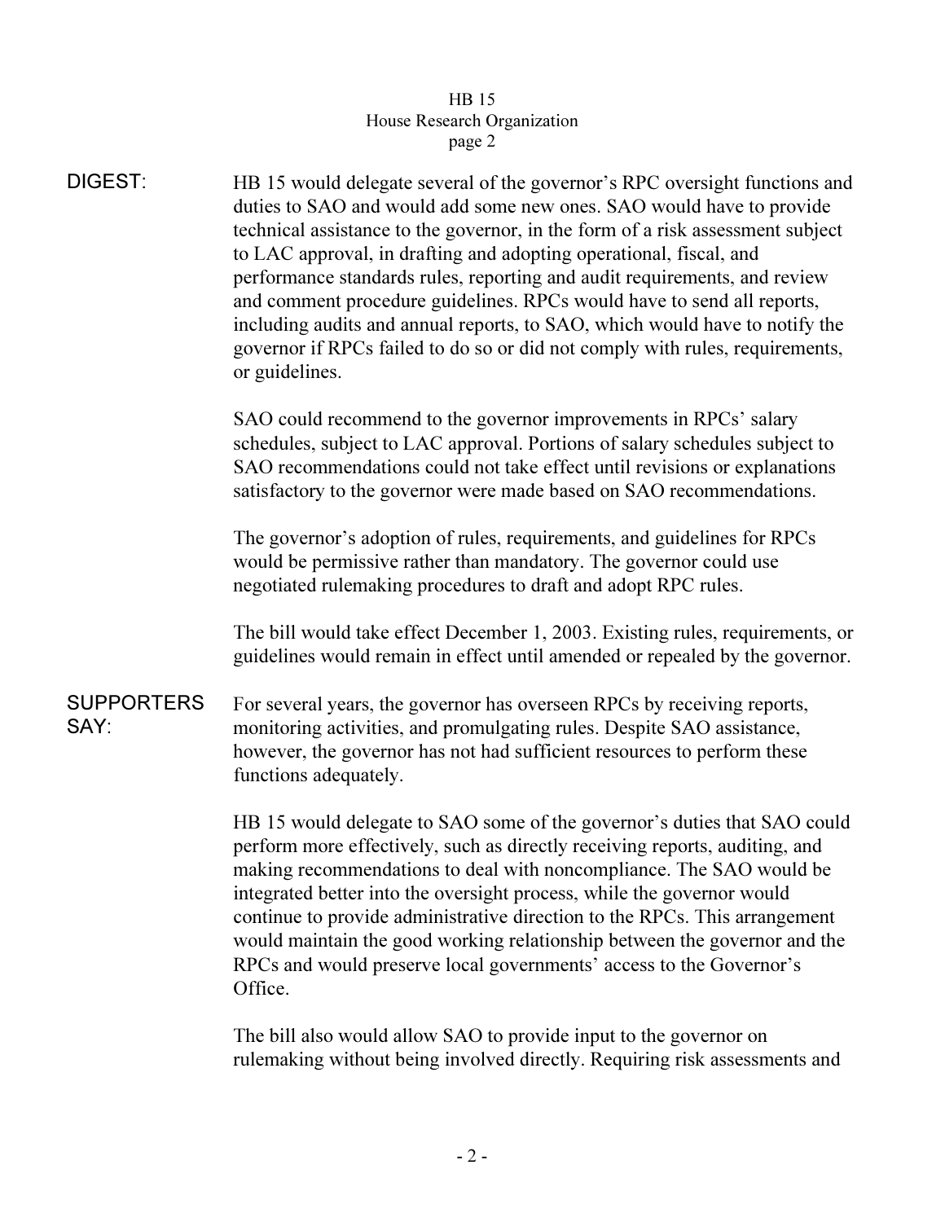**DIGEST:** HB 15 would delegate several of the governor's RPC oversight functions and duties to SAO and would add some new ones. SAO would have to provide technical assistance to the governor, in the form of a risk assessment subject to LAC approval, in drafting and adopting operational, fiscal, and performance standards rules, reporting and audit requirements, and review and comment procedure guidelines. RPCs would have to send all reports, including audits and annual reports, to SAO, which would have to notify the governor if RPCs failed to do so or did not comply with rules, requirements, or guidelines.

SAO could recommend to the governor improvements in RPCs' salary schedules, subject to LAC approval. Portions of salary schedules subject to SAO recommendations could not take effect until revisions or explanations satisfactory to the governor were made based on SAO recommendations.

The governor's adoption of rules, requirements, and guidelines for RPCs would be permissive rather than mandatory. The governor could use negotiated rulemaking procedures to draft and adopt RPC rules.

The bill would take effect December 1, 2003. Existing rules, requirements, or guidelines would remain in effect until amended or repealed by the governor.

**SUPPORTERS SAY:** For several years, the governor has overseen RPCs by receiving reports, monitoring activities, and promulgating rules. Despite SAO assistance, however, the governor has not had sufficient resources to perform these functions adequately.

HB 15 would delegate to SAO some of the governor's duties that SAO could perform more effectively, such as directly receiving reports, auditing, and making recommendations to deal with noncompliance. The SAO would be integrated better into the oversight process, while the governor would continue to provide administrative direction to the RPCs. This arrangement would maintain the good working relationship between the governor and the RPCs and would preserve local governments' access to the Governor's Office.

The bill also would allow SAO to provide input to the governor on rulemaking without being involved directly. Requiring risk assessments and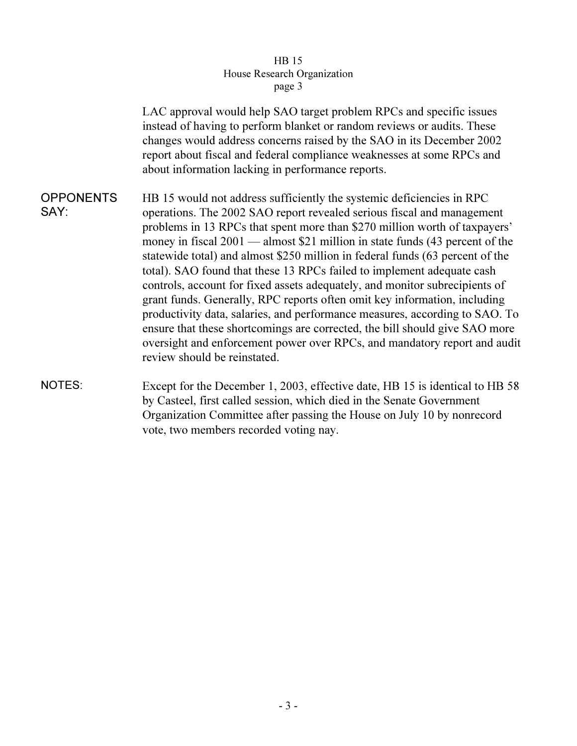LAC approval would help SAO target problem RPCs and specific issues instead of having to perform blanket or random reviews or audits. These changes would address concerns raised by the SAO in its December 2002 report about fiscal and federal compliance weaknesses at some RPCs and about information lacking in performance reports.

**OPPONENTS SAY:** HB 15 would not address sufficiently the systemic deficiencies in RPC operations. The 2002 SAO report revealed serious fiscal and management problems in 13 RPCs that spent more than $270 million worth of taxpayers' money in fiscal 2001 — almost $21 million in state funds (43 percent of the statewide total) and almost $250 million in federal funds (63 percent of the total). SAO found that these 13 RPCs failed to implement adequate cash controls, account for fixed assets adequately, and monitor subrecipients of grant funds. Generally, RPC reports often omit key information, including productivity data, salaries, and performance measures, according to SAO. To ensure that these shortcomings are corrected, the bill should give SAO more oversight and enforcement power over RPCs, and mandatory report and audit review should be reinstated.

**NOTES:** Except for the December 1, 2003, effective date, HB 15 is identical to HB 58 by Casteel, first called session, which died in the Senate Government Organization Committee after passing the House on July 10 by nonrecord vote, two members recorded voting nay.